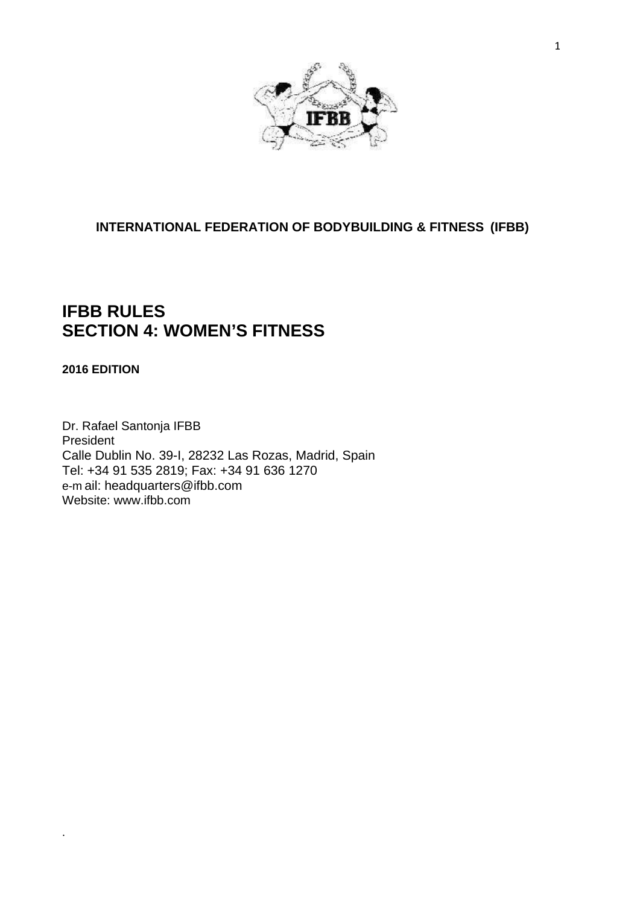**INTERNATIONAL FEDERATION OF BODYBUILDING & FITNESS (IFBB)**

# IFBB RULES
# SECTION 4: WOMEN'S FITNESS

**2016 EDITION**

Dr. Rafael Santonja IFBB
President
Calle Dublin No. 39-I, 28232 Las Rozas, Madrid, Spain
Tel: +34 91 535 2819; Fax: +34 91 636 1270
e-mail: headquarters@ifbb.com
Website: www.ifbb.com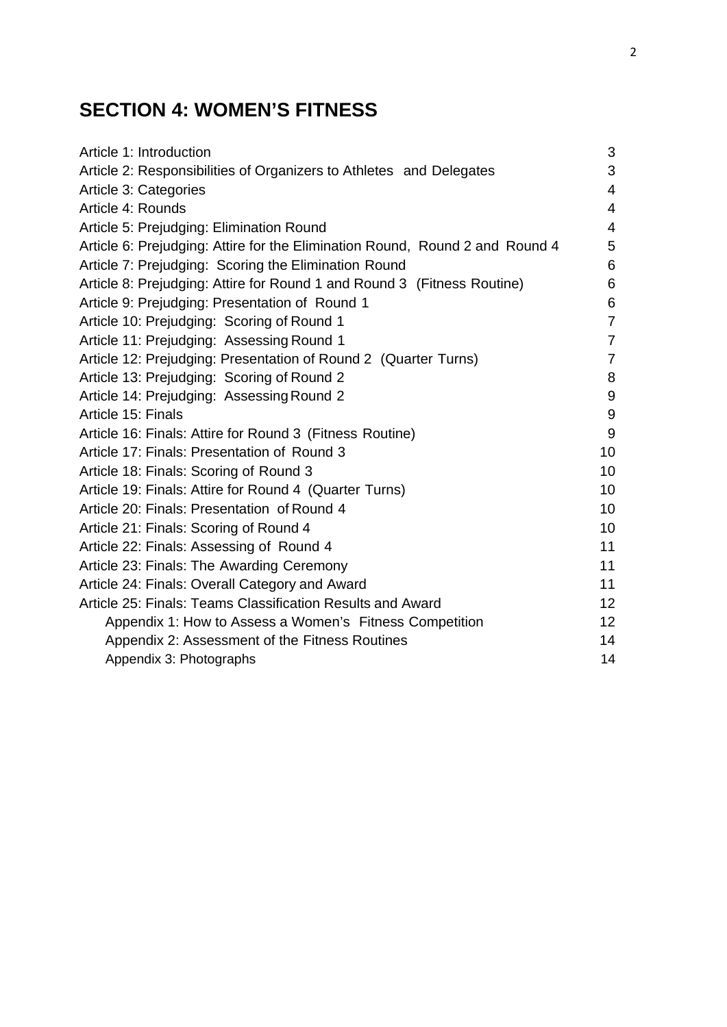# SECTION 4: WOMEN'S FITNESS

| | |
|---|---|
| Article 1: Introduction | 3 |
| Article 2: Responsibilities of Organizers to Athletes and Delegates | 3 |
| Article 3: Categories | 4 |
| Article 4: Rounds | 4 |
| Article 5: Prejudging: Elimination Round | 4 |
| Article 6: Prejudging: Attire for the Elimination Round, Round 2 and Round 4 | 5 |
| Article 7: Prejudging: Scoring the Elimination Round | 6 |
| Article 8: Prejudging: Attire for Round 1 and Round 3 (Fitness Routine) | 6 |
| Article 9: Prejudging: Presentation of Round 1 | 6 |
| Article 10: Prejudging: Scoring of Round 1 | 7 |
| Article 11: Prejudging: Assessing Round 1 | 7 |
| Article 12: Prejudging: Presentation of Round 2 (Quarter Turns) | 7 |
| Article 13: Prejudging: Scoring of Round 2 | 8 |
| Article 14: Prejudging: Assessing Round 2 | 9 |
| Article 15: Finals | 9 |
| Article 16: Finals: Attire for Round 3 (Fitness Routine) | 9 |
| Article 17: Finals: Presentation of Round 3 | 10 |
| Article 18: Finals: Scoring of Round 3 | 10 |
| Article 19: Finals: Attire for Round 4 (Quarter Turns) | 10 |
| Article 20: Finals: Presentation of Round 4 | 10 |
| Article 21: Finals: Scoring of Round 4 | 10 |
| Article 22: Finals: Assessing of Round 4 | 11 |
| Article 23: Finals: The Awarding Ceremony | 11 |
| Article 24: Finals: Overall Category and Award | 11 |
| Article 25: Finals: Teams Classification Results and Award | 12 |
| Appendix 1: How to Assess a Women's Fitness Competition | 12 |
| Appendix 2: Assessment of the Fitness Routines | 14 |
| Appendix 3: Photographs | 14 |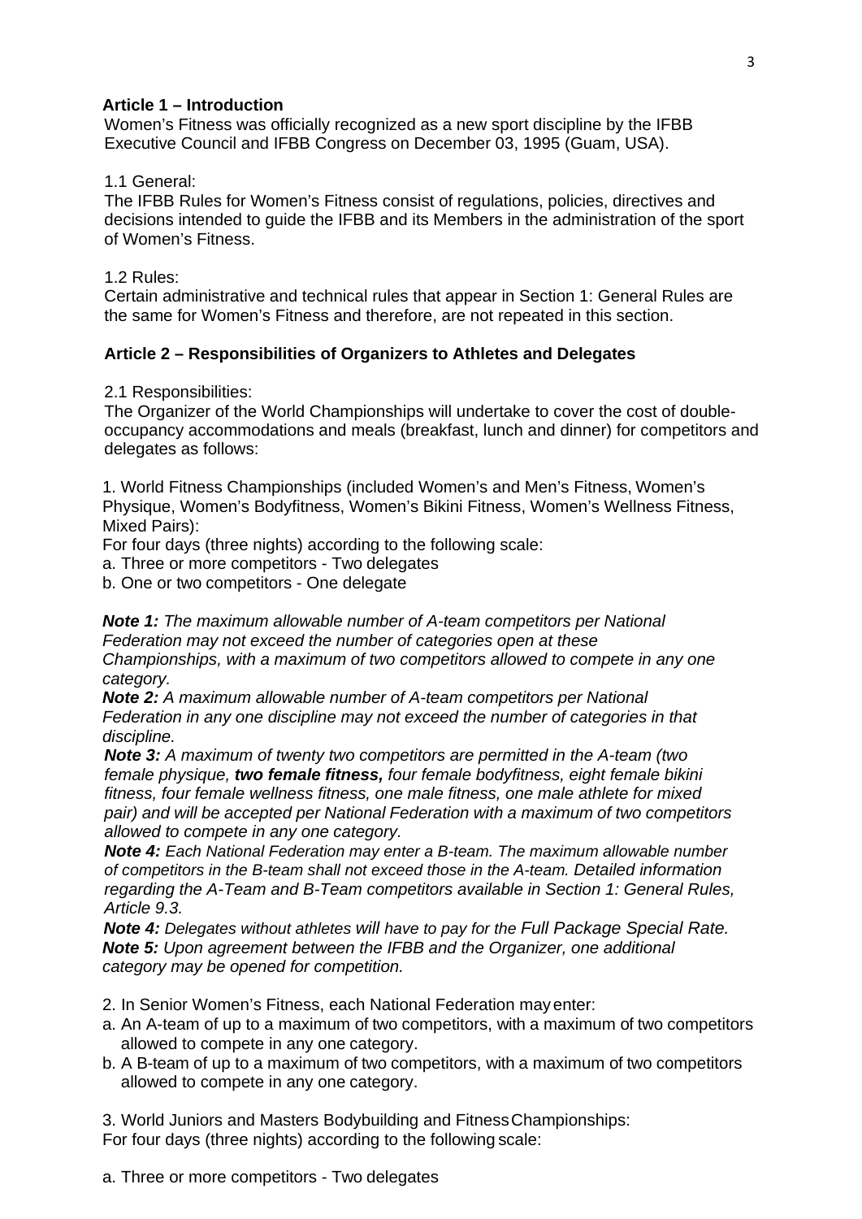### Article 1 – Introduction

Women's Fitness was officially recognized as a new sport discipline by the IFBB Executive Council and IFBB Congress on December 03, 1995 (Guam, USA).

1.1 General:
The IFBB Rules for Women's Fitness consist of regulations, policies, directives and decisions intended to guide the IFBB and its Members in the administration of the sport of Women's Fitness.

1.2 Rules:
Certain administrative and technical rules that appear in Section 1: General Rules are the same for Women's Fitness and therefore, are not repeated in this section.

### Article 2 – Responsibilities of Organizers to Athletes and Delegates

2.1 Responsibilities:
The Organizer of the World Championships will undertake to cover the cost of double-occupancy accommodations and meals (breakfast, lunch and dinner) for competitors and delegates as follows:

1. World Fitness Championships (included Women's and Men's Fitness, Women's Physique, Women's Bodyfitness, Women's Bikini Fitness, Women's Wellness Fitness, Mixed Pairs):
For four days (three nights) according to the following scale:
a. Three or more competitors - Two delegates
b. One or two competitors - One delegate

***Note 1:*** *The maximum allowable number of A-team competitors per National Federation may not exceed the number of categories open at these Championships, with a maximum of two competitors allowed to compete in any one category.*
***Note 2:*** *A maximum allowable number of A-team competitors per National Federation in any one discipline may not exceed the number of categories in that discipline.*
***Note 3:*** *A maximum of twenty two competitors are permitted in the A-team (two female physique,* ***two female fitness,*** *four female bodyfitness, eight female bikini fitness, four female wellness fitness, one male fitness, one male athlete for mixed pair) and will be accepted per National Federation with a maximum of two competitors allowed to compete in any one category.*
***Note 4:*** *Each National Federation may enter a B-team. The maximum allowable number of competitors in the B-team shall not exceed those in the A-team. Detailed information regarding the A-Team and B-Team competitors available in Section 1: General Rules, Article 9.3.*
***Note 4:*** *Delegates without athletes will have to pay for the Full Package Special Rate.*
***Note 5:*** *Upon agreement between the IFBB and the Organizer, one additional category may be opened for competition.*

2. In Senior Women's Fitness, each National Federation may enter:
a. An A-team of up to a maximum of two competitors, with a maximum of two competitors allowed to compete in any one category.
b. A B-team of up to a maximum of two competitors, with a maximum of two competitors allowed to compete in any one category.

3. World Juniors and Masters Bodybuilding and Fitness Championships:
For four days (three nights) according to the following scale:

a. Three or more competitors - Two delegates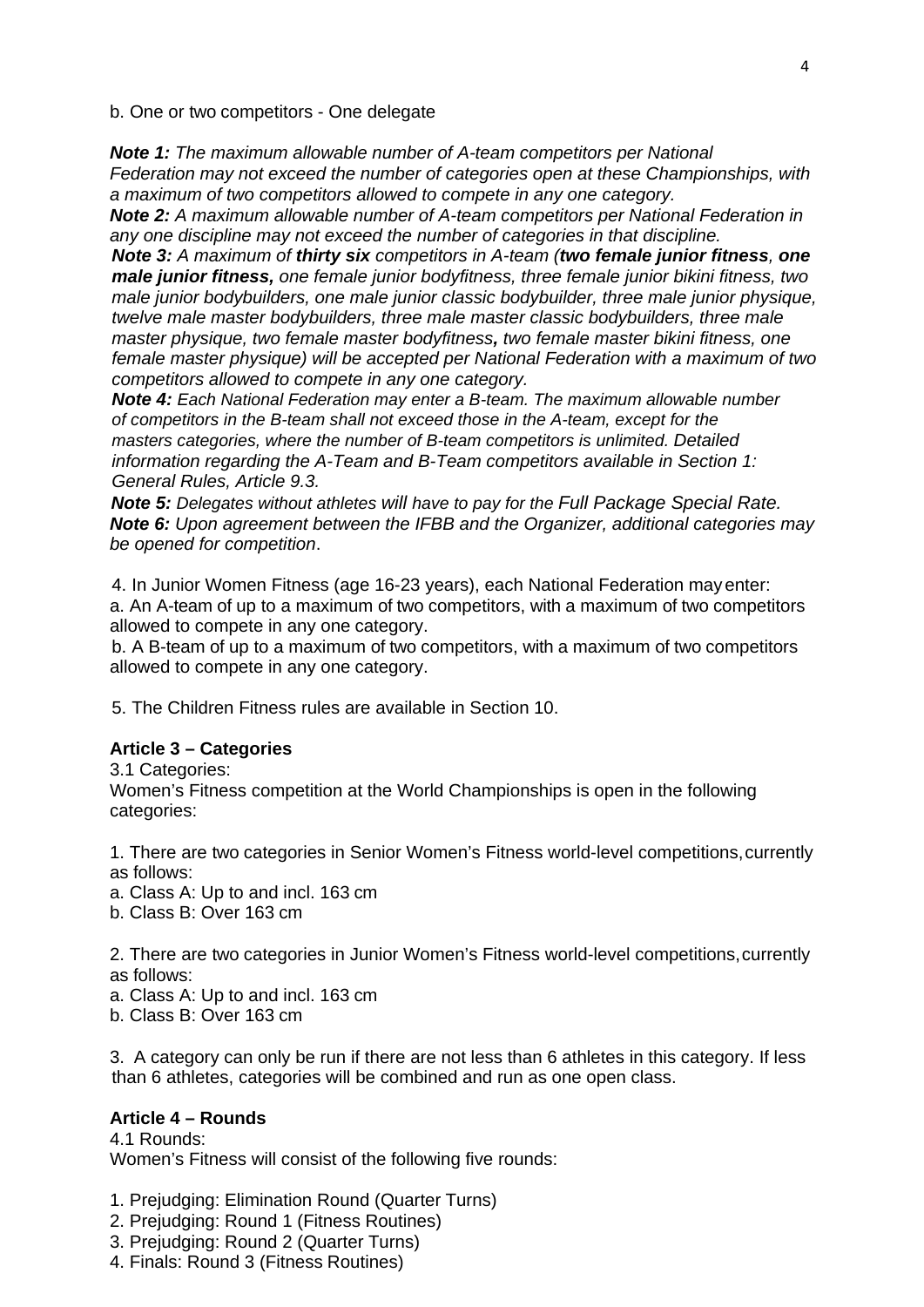b. One or two competitors - One delegate

***Note 1:*** *The maximum allowable number of A-team competitors per National Federation may not exceed the number of categories open at these Championships, with a maximum of two competitors allowed to compete in any one category.*

***Note 2:*** *A maximum allowable number of A-team competitors per National Federation in any one discipline may not exceed the number of categories in that discipline.*

***Note 3:*** *A maximum of **thirty six** competitors in A-team (**two female junior fitness**, **one male junior fitness,** one female junior bodyfitness, three female junior bikini fitness, two male junior bodybuilders, one male junior classic bodybuilder, three male junior physique, twelve male master bodybuilders, three male master classic bodybuilders, three male master physique, two female master bodyfitness**,** two female master bikini fitness, one female master physique) will be accepted per National Federation with a maximum of two competitors allowed to compete in any one category.*

***Note 4:*** *Each National Federation may enter a B-team. The maximum allowable number of competitors in the B-team shall not exceed those in the A-team, except for the masters categories, where the number of B-team competitors is unlimited. Detailed information regarding the A-Team and B-Team competitors available in Section 1: General Rules, Article 9.3.*

***Note 5:*** *Delegates without athletes will have to pay for the Full Package Special Rate.*

***Note 6:*** *Upon agreement between the IFBB and the Organizer, additional categories may be opened for competition*.

4. In Junior Women Fitness (age 16-23 years), each National Federation may enter:

a. An A-team of up to a maximum of two competitors, with a maximum of two competitors allowed to compete in any one category.

b. A B-team of up to a maximum of two competitors, with a maximum of two competitors allowed to compete in any one category.

5. The Children Fitness rules are available in Section 10.

**Article 3 – Categories**

3.1 Categories:

Women's Fitness competition at the World Championships is open in the following categories:

1. There are two categories in Senior Women's Fitness world-level competitions, currently as follows:

a. Class A: Up to and incl. 163 cm

b. Class B: Over 163 cm

2. There are two categories in Junior Women's Fitness world-level competitions, currently as follows:

a. Class A: Up to and incl. 163 cm

b. Class B: Over 163 cm

3. A category can only be run if there are not less than 6 athletes in this category. If less than 6 athletes, categories will be combined and run as one open class.

**Article 4 – Rounds**

4.1 Rounds:

Women's Fitness will consist of the following five rounds:

1. Prejudging: Elimination Round (Quarter Turns)
2. Prejudging: Round 1 (Fitness Routines)
3. Prejudging: Round 2 (Quarter Turns)
4. Finals: Round 3 (Fitness Routines)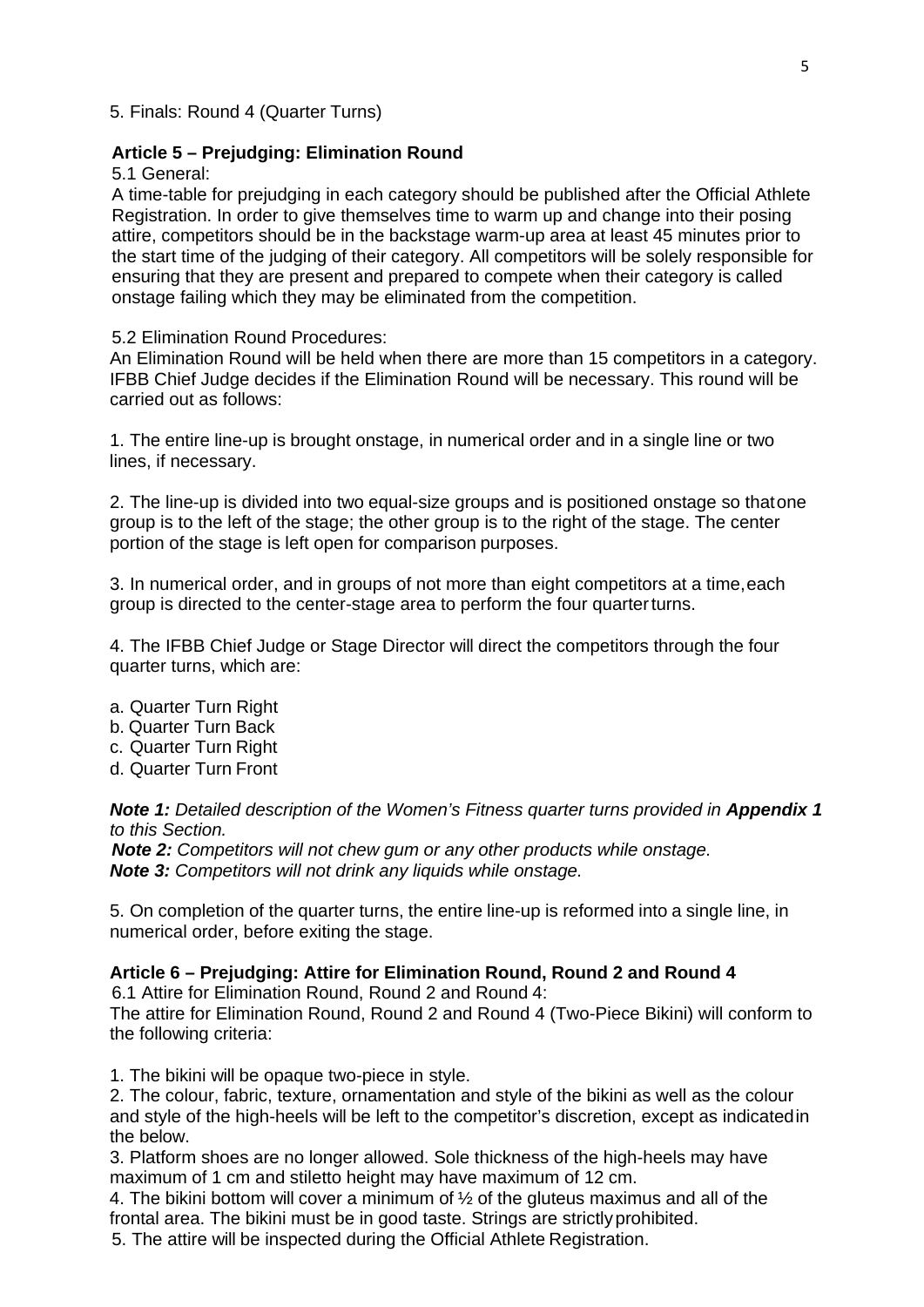5. Finals: Round 4 (Quarter Turns)

## Article 5 – Prejudging: Elimination Round

5.1 General:

A time-table for prejudging in each category should be published after the Official Athlete Registration. In order to give themselves time to warm up and change into their posing attire, competitors should be in the backstage warm-up area at least 45 minutes prior to the start time of the judging of their category. All competitors will be solely responsible for ensuring that they are present and prepared to compete when their category is called onstage failing which they may be eliminated from the competition.

5.2 Elimination Round Procedures:

An Elimination Round will be held when there are more than 15 competitors in a category. IFBB Chief Judge decides if the Elimination Round will be necessary. This round will be carried out as follows:

1. The entire line-up is brought onstage, in numerical order and in a single line or two lines, if necessary.

2. The line-up is divided into two equal-size groups and is positioned onstage so that one group is to the left of the stage; the other group is to the right of the stage. The center portion of the stage is left open for comparison purposes.

3. In numerical order, and in groups of not more than eight competitors at a time, each group is directed to the center-stage area to perform the four quarter turns.

4. The IFBB Chief Judge or Stage Director will direct the competitors through the four quarter turns, which are:

a. Quarter Turn Right
b. Quarter Turn Back
c. Quarter Turn Right
d. Quarter Turn Front

***Note 1:*** *Detailed description of the Women's Fitness quarter turns provided in* ***Appendix 1*** *to this Section.*
***Note 2:*** *Competitors will not chew gum or any other products while onstage.*
***Note 3:*** *Competitors will not drink any liquids while onstage.*

5. On completion of the quarter turns, the entire line-up is reformed into a single line, in numerical order, before exiting the stage.

## Article 6 – Prejudging: Attire for Elimination Round, Round 2 and Round 4

6.1 Attire for Elimination Round, Round 2 and Round 4:

The attire for Elimination Round, Round 2 and Round 4 (Two-Piece Bikini) will conform to the following criteria:

1. The bikini will be opaque two-piece in style.
2. The colour, fabric, texture, ornamentation and style of the bikini as well as the colour and style of the high-heels will be left to the competitor's discretion, except as indicated in the below.
3. Platform shoes are no longer allowed. Sole thickness of the high-heels may have maximum of 1 cm and stiletto height may have maximum of 12 cm.
4. The bikini bottom will cover a minimum of ½ of the gluteus maximus and all of the frontal area. The bikini must be in good taste. Strings are strictly prohibited.
5. The attire will be inspected during the Official Athlete Registration.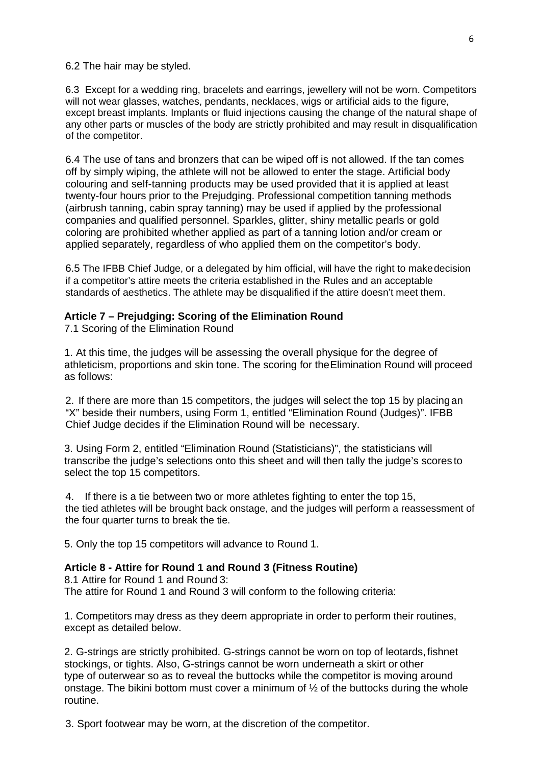6.2 The hair may be styled.

6.3 Except for a wedding ring, bracelets and earrings, jewellery will not be worn. Competitors will not wear glasses, watches, pendants, necklaces, wigs or artificial aids to the figure, except breast implants. Implants or fluid injections causing the change of the natural shape of any other parts or muscles of the body are strictly prohibited and may result in disqualification of the competitor.

6.4 The use of tans and bronzers that can be wiped off is not allowed. If the tan comes off by simply wiping, the athlete will not be allowed to enter the stage. Artificial body colouring and self-tanning products may be used provided that it is applied at least twenty-four hours prior to the Prejudging. Professional competition tanning methods (airbrush tanning, cabin spray tanning) may be used if applied by the professional companies and qualified personnel. Sparkles, glitter, shiny metallic pearls or gold coloring are prohibited whether applied as part of a tanning lotion and/or cream or applied separately, regardless of who applied them on the competitor's body.

6.5 The IFBB Chief Judge, or a delegated by him official, will have the right to make decision if a competitor's attire meets the criteria established in the Rules and an acceptable standards of aesthetics. The athlete may be disqualified if the attire doesn't meet them.

**Article 7 – Prejudging: Scoring of the Elimination Round**

7.1 Scoring of the Elimination Round

1. At this time, the judges will be assessing the overall physique for the degree of athleticism, proportions and skin tone. The scoring for the Elimination Round will proceed as follows:

2. If there are more than 15 competitors, the judges will select the top 15 by placing an "X" beside their numbers, using Form 1, entitled "Elimination Round (Judges)". IFBB Chief Judge decides if the Elimination Round will be necessary.

3. Using Form 2, entitled "Elimination Round (Statisticians)", the statisticians will transcribe the judge's selections onto this sheet and will then tally the judge's scores to select the top 15 competitors.

4. If there is a tie between two or more athletes fighting to enter the top 15, the tied athletes will be brought back onstage, and the judges will perform a reassessment of the four quarter turns to break the tie.

5. Only the top 15 competitors will advance to Round 1.

**Article 8 - Attire for Round 1 and Round 3 (Fitness Routine)**

8.1 Attire for Round 1 and Round 3:
The attire for Round 1 and Round 3 will conform to the following criteria:

1. Competitors may dress as they deem appropriate in order to perform their routines, except as detailed below.

2. G-strings are strictly prohibited. G-strings cannot be worn on top of leotards, fishnet stockings, or tights. Also, G-strings cannot be worn underneath a skirt or other type of outerwear so as to reveal the buttocks while the competitor is moving around onstage. The bikini bottom must cover a minimum of ½ of the buttocks during the whole routine.

3. Sport footwear may be worn, at the discretion of the competitor.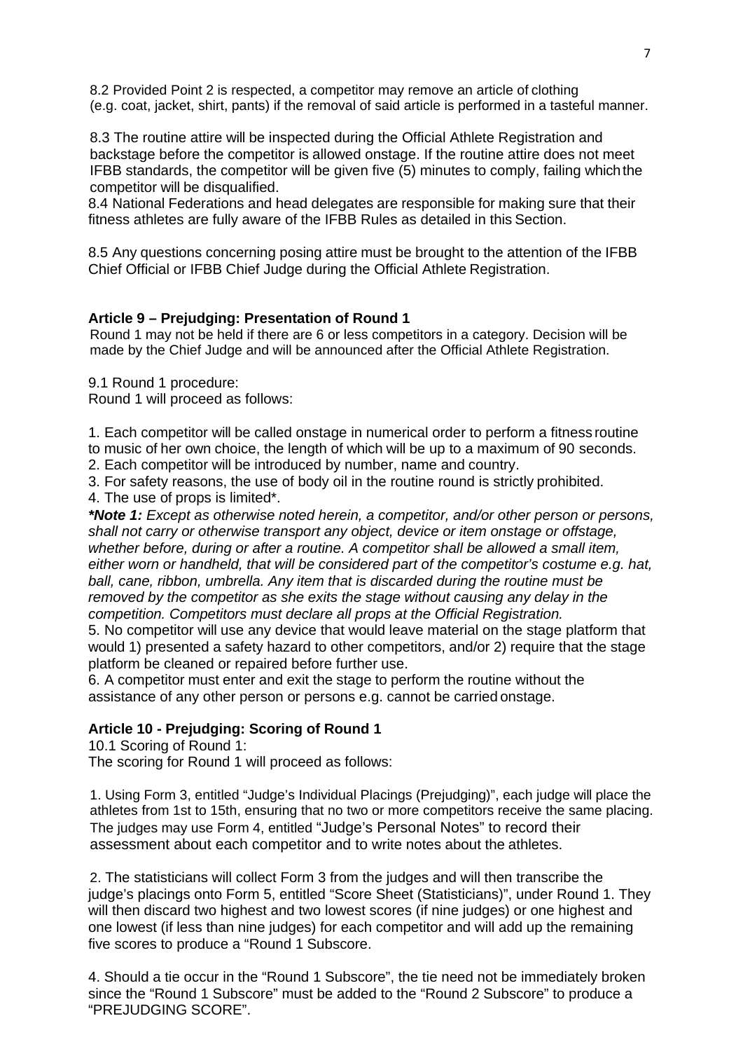8.2 Provided Point 2 is respected, a competitor may remove an article of clothing (e.g. coat, jacket, shirt, pants) if the removal of said article is performed in a tasteful manner.

8.3 The routine attire will be inspected during the Official Athlete Registration and backstage before the competitor is allowed onstage. If the routine attire does not meet IFBB standards, the competitor will be given five (5) minutes to comply, failing which the competitor will be disqualified.

8.4 National Federations and head delegates are responsible for making sure that their fitness athletes are fully aware of the IFBB Rules as detailed in this Section.

8.5 Any questions concerning posing attire must be brought to the attention of the IFBB Chief Official or IFBB Chief Judge during the Official Athlete Registration.

## Article 9 – Prejudging: Presentation of Round 1

Round 1 may not be held if there are 6 or less competitors in a category. Decision will be made by the Chief Judge and will be announced after the Official Athlete Registration.

9.1 Round 1 procedure:
Round 1 will proceed as follows:

1. Each competitor will be called onstage in numerical order to perform a fitness routine to music of her own choice, the length of which will be up to a maximum of 90 seconds.
2. Each competitor will be introduced by number, name and country.
3. For safety reasons, the use of body oil in the routine round is strictly prohibited.
4. The use of props is limited*.

***Note 1:*** *Except as otherwise noted herein, a competitor, and/or other person or persons, shall not carry or otherwise transport any object, device or item onstage or offstage, whether before, during or after a routine. A competitor shall be allowed a small item, either worn or handheld, that will be considered part of the competitor's costume e.g. hat, ball, cane, ribbon, umbrella. Any item that is discarded during the routine must be removed by the competitor as she exits the stage without causing any delay in the competition. Competitors must declare all props at the Official Registration.*

5. No competitor will use any device that would leave material on the stage platform that would 1) presented a safety hazard to other competitors, and/or 2) require that the stage platform be cleaned or repaired before further use.
6. A competitor must enter and exit the stage to perform the routine without the assistance of any other person or persons e.g. cannot be carried onstage.

## Article 10 - Prejudging: Scoring of Round 1

10.1 Scoring of Round 1:
The scoring for Round 1 will proceed as follows:

1. Using Form 3, entitled "Judge's Individual Placings (Prejudging)", each judge will place the athletes from 1st to 15th, ensuring that no two or more competitors receive the same placing. The judges may use Form 4, entitled "Judge's Personal Notes" to record their assessment about each competitor and to write notes about the athletes.

2. The statisticians will collect Form 3 from the judges and will then transcribe the judge's placings onto Form 5, entitled "Score Sheet (Statisticians)", under Round 1. They will then discard two highest and two lowest scores (if nine judges) or one highest and one lowest (if less than nine judges) for each competitor and will add up the remaining five scores to produce a "Round 1 Subscore.

4. Should a tie occur in the "Round 1 Subscore", the tie need not be immediately broken since the "Round 1 Subscore" must be added to the "Round 2 Subscore" to produce a "PREJUDGING SCORE".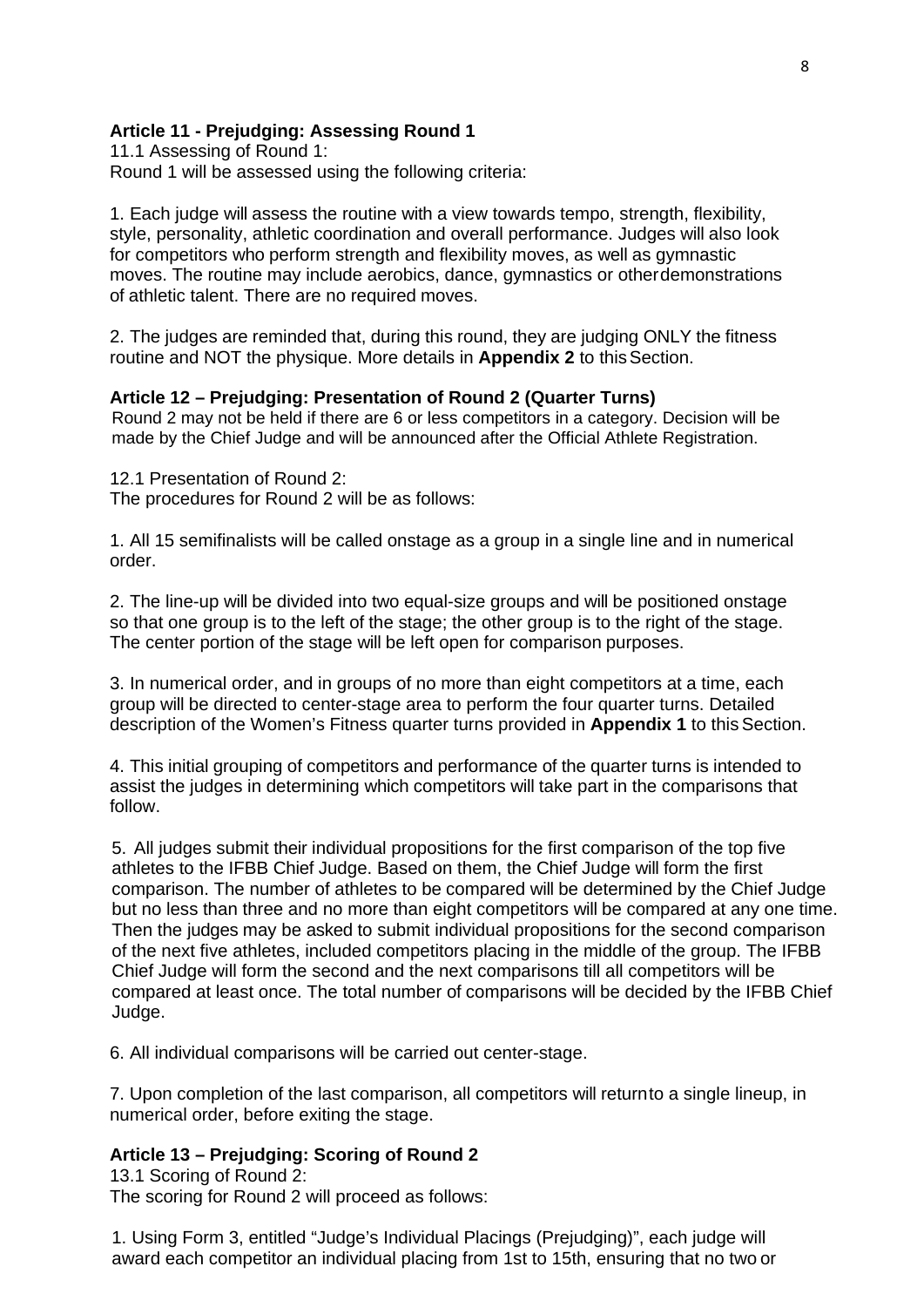### Article 11 - Prejudging: Assessing Round 1

11.1 Assessing of Round 1:
Round 1 will be assessed using the following criteria:

1. Each judge will assess the routine with a view towards tempo, strength, flexibility, style, personality, athletic coordination and overall performance. Judges will also look for competitors who perform strength and flexibility moves, as well as gymnastic moves. The routine may include aerobics, dance, gymnastics or other demonstrations of athletic talent. There are no required moves.

2. The judges are reminded that, during this round, they are judging ONLY the fitness routine and NOT the physique. More details in **Appendix 2** to this Section.

### Article 12 – Prejudging: Presentation of Round 2 (Quarter Turns)

Round 2 may not be held if there are 6 or less competitors in a category. Decision will be made by the Chief Judge and will be announced after the Official Athlete Registration.

12.1 Presentation of Round 2:
The procedures for Round 2 will be as follows:

1. All 15 semifinalists will be called onstage as a group in a single line and in numerical order.

2. The line-up will be divided into two equal-size groups and will be positioned onstage so that one group is to the left of the stage; the other group is to the right of the stage. The center portion of the stage will be left open for comparison purposes.

3. In numerical order, and in groups of no more than eight competitors at a time, each group will be directed to center-stage area to perform the four quarter turns. Detailed description of the Women's Fitness quarter turns provided in **Appendix 1** to this Section.

4. This initial grouping of competitors and performance of the quarter turns is intended to assist the judges in determining which competitors will take part in the comparisons that follow.

5. All judges submit their individual propositions for the first comparison of the top five athletes to the IFBB Chief Judge. Based on them, the Chief Judge will form the first comparison. The number of athletes to be compared will be determined by the Chief Judge but no less than three and no more than eight competitors will be compared at any one time. Then the judges may be asked to submit individual propositions for the second comparison of the next five athletes, included competitors placing in the middle of the group. The IFBB Chief Judge will form the second and the next comparisons till all competitors will be compared at least once. The total number of comparisons will be decided by the IFBB Chief Judge.

6. All individual comparisons will be carried out center-stage.

7. Upon completion of the last comparison, all competitors will return to a single lineup, in numerical order, before exiting the stage.

### Article 13 – Prejudging: Scoring of Round 2

13.1 Scoring of Round 2:
The scoring for Round 2 will proceed as follows:

1. Using Form 3, entitled "Judge's Individual Placings (Prejudging)", each judge will award each competitor an individual placing from 1st to 15th, ensuring that no two or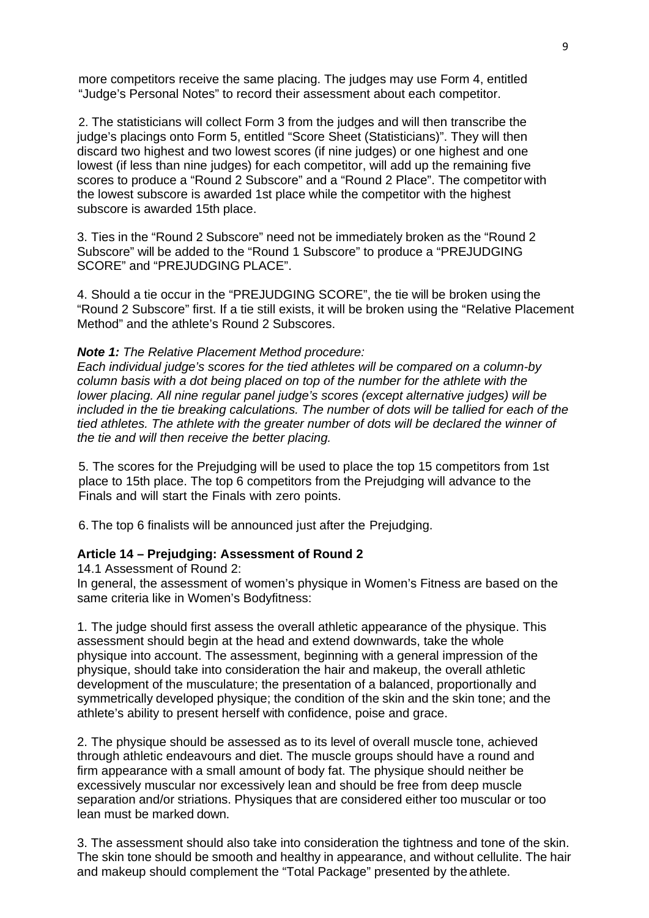more competitors receive the same placing. The judges may use Form 4, entitled "Judge's Personal Notes" to record their assessment about each competitor.

2. The statisticians will collect Form 3 from the judges and will then transcribe the judge's placings onto Form 5, entitled "Score Sheet (Statisticians)". They will then discard two highest and two lowest scores (if nine judges) or one highest and one lowest (if less than nine judges) for each competitor, will add up the remaining five scores to produce a "Round 2 Subscore" and a "Round 2 Place". The competitor with the lowest subscore is awarded 1st place while the competitor with the highest subscore is awarded 15th place.

3. Ties in the "Round 2 Subscore" need not be immediately broken as the "Round 2 Subscore" will be added to the "Round 1 Subscore" to produce a "PREJUDGING SCORE" and "PREJUDGING PLACE".

4. Should a tie occur in the "PREJUDGING SCORE", the tie will be broken using the "Round 2 Subscore" first. If a tie still exists, it will be broken using the "Relative Placement Method" and the athlete's Round 2 Subscores.

***Note 1:*** *The Relative Placement Method procedure:*
*Each individual judge's scores for the tied athletes will be compared on a column-by column basis with a dot being placed on top of the number for the athlete with the lower placing. All nine regular panel judge's scores (except alternative judges) will be included in the tie breaking calculations. The number of dots will be tallied for each of the tied athletes. The athlete with the greater number of dots will be declared the winner of the tie and will then receive the better placing.*

5. The scores for the Prejudging will be used to place the top 15 competitors from 1st place to 15th place. The top 6 competitors from the Prejudging will advance to the Finals and will start the Finals with zero points.

6. The top 6 finalists will be announced just after the Prejudging.

**Article 14 – Prejudging: Assessment of Round 2**

14.1 Assessment of Round 2:
In general, the assessment of women's physique in Women's Fitness are based on the same criteria like in Women's Bodyfitness:

1. The judge should first assess the overall athletic appearance of the physique. This assessment should begin at the head and extend downwards, take the whole physique into account. The assessment, beginning with a general impression of the physique, should take into consideration the hair and makeup, the overall athletic development of the musculature; the presentation of a balanced, proportionally and symmetrically developed physique; the condition of the skin and the skin tone; and the athlete's ability to present herself with confidence, poise and grace.

2. The physique should be assessed as to its level of overall muscle tone, achieved through athletic endeavours and diet. The muscle groups should have a round and firm appearance with a small amount of body fat. The physique should neither be excessively muscular nor excessively lean and should be free from deep muscle separation and/or striations. Physiques that are considered either too muscular or too lean must be marked down.

3. The assessment should also take into consideration the tightness and tone of the skin. The skin tone should be smooth and healthy in appearance, and without cellulite. The hair and makeup should complement the "Total Package" presented by the athlete.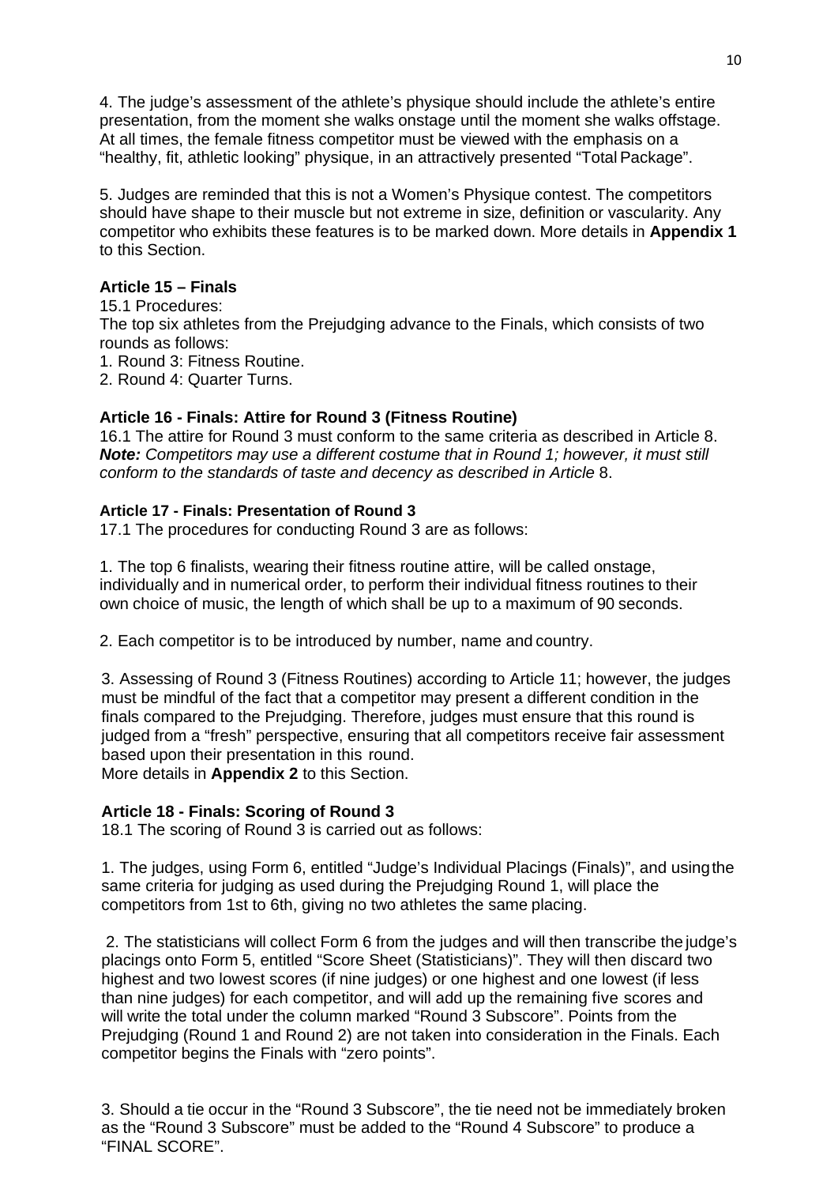4. The judge's assessment of the athlete's physique should include the athlete's entire presentation, from the moment she walks onstage until the moment she walks offstage. At all times, the female fitness competitor must be viewed with the emphasis on a "healthy, fit, athletic looking" physique, in an attractively presented "Total Package".

5. Judges are reminded that this is not a Women's Physique contest. The competitors should have shape to their muscle but not extreme in size, definition or vascularity. Any competitor who exhibits these features is to be marked down. More details in **Appendix 1** to this Section.

**Article 15 – Finals**

15.1 Procedures:

The top six athletes from the Prejudging advance to the Finals, which consists of two rounds as follows:

1. Round 3: Fitness Routine.
2. Round 4: Quarter Turns.

**Article 16 - Finals: Attire for Round 3 (Fitness Routine)**

16.1 The attire for Round 3 must conform to the same criteria as described in Article 8.
***Note:*** *Competitors may use a different costume that in Round 1; however, it must still conform to the standards of taste and decency as described in Article* 8.

**Article 17 - Finals: Presentation of Round 3**

17.1 The procedures for conducting Round 3 are as follows:

1. The top 6 finalists, wearing their fitness routine attire, will be called onstage, individually and in numerical order, to perform their individual fitness routines to their own choice of music, the length of which shall be up to a maximum of 90 seconds.

2. Each competitor is to be introduced by number, name and country.

3. Assessing of Round 3 (Fitness Routines) according to Article 11; however, the judges must be mindful of the fact that a competitor may present a different condition in the finals compared to the Prejudging. Therefore, judges must ensure that this round is judged from a "fresh" perspective, ensuring that all competitors receive fair assessment based upon their presentation in this round.
More details in **Appendix 2** to this Section.

**Article 18 - Finals: Scoring of Round 3**

18.1 The scoring of Round 3 is carried out as follows:

1. The judges, using Form 6, entitled "Judge's Individual Placings (Finals)", and using the same criteria for judging as used during the Prejudging Round 1, will place the competitors from 1st to 6th, giving no two athletes the same placing.

2. The statisticians will collect Form 6 from the judges and will then transcribe the judge's placings onto Form 5, entitled "Score Sheet (Statisticians)". They will then discard two highest and two lowest scores (if nine judges) or one highest and one lowest (if less than nine judges) for each competitor, and will add up the remaining five scores and will write the total under the column marked "Round 3 Subscore". Points from the Prejudging (Round 1 and Round 2) are not taken into consideration in the Finals. Each competitor begins the Finals with "zero points".

3. Should a tie occur in the "Round 3 Subscore", the tie need not be immediately broken as the "Round 3 Subscore" must be added to the "Round 4 Subscore" to produce a "FINAL SCORE".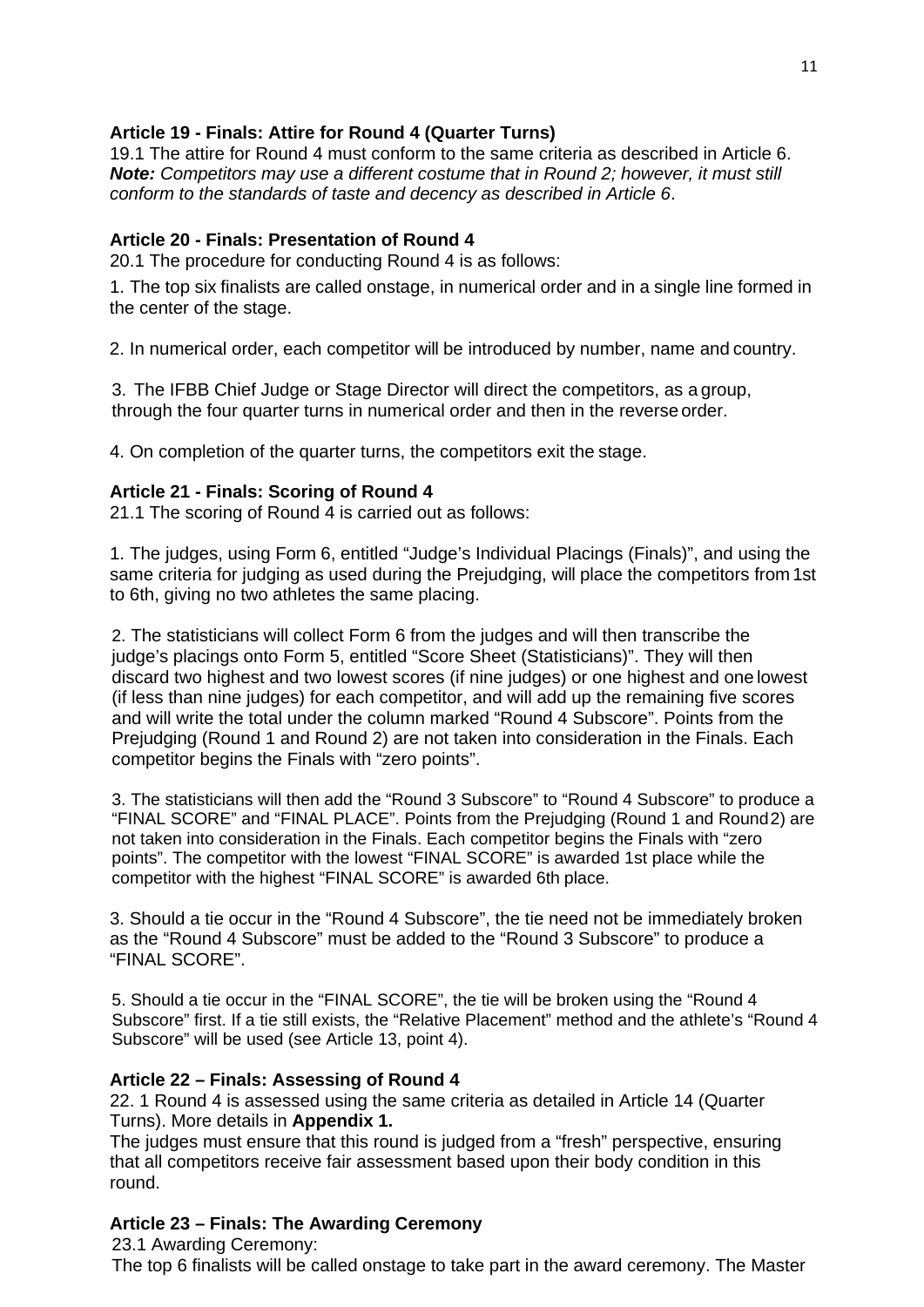**Article 19 - Finals: Attire for Round 4 (Quarter Turns)**

19.1 The attire for Round 4 must conform to the same criteria as described in Article 6. ***Note:*** *Competitors may use a different costume that in Round 2; however, it must still conform to the standards of taste and decency as described in Article 6*.

**Article 20 - Finals: Presentation of Round 4**

20.1 The procedure for conducting Round 4 is as follows:

1. The top six finalists are called onstage, in numerical order and in a single line formed in the center of the stage.

2. In numerical order, each competitor will be introduced by number, name and country.

3. The IFBB Chief Judge or Stage Director will direct the competitors, as a group, through the four quarter turns in numerical order and then in the reverse order.

4. On completion of the quarter turns, the competitors exit the stage.

**Article 21 - Finals: Scoring of Round 4**

21.1 The scoring of Round 4 is carried out as follows:

1. The judges, using Form 6, entitled "Judge's Individual Placings (Finals)", and using the same criteria for judging as used during the Prejudging, will place the competitors from 1st to 6th, giving no two athletes the same placing.

2. The statisticians will collect Form 6 from the judges and will then transcribe the judge's placings onto Form 5, entitled "Score Sheet (Statisticians)". They will then discard two highest and two lowest scores (if nine judges) or one highest and one lowest (if less than nine judges) for each competitor, and will add up the remaining five scores and will write the total under the column marked "Round 4 Subscore". Points from the Prejudging (Round 1 and Round 2) are not taken into consideration in the Finals. Each competitor begins the Finals with "zero points".

3. The statisticians will then add the "Round 3 Subscore" to "Round 4 Subscore" to produce a "FINAL SCORE" and "FINAL PLACE". Points from the Prejudging (Round 1 and Round 2) are not taken into consideration in the Finals. Each competitor begins the Finals with "zero points". The competitor with the lowest "FINAL SCORE" is awarded 1st place while the competitor with the highest "FINAL SCORE" is awarded 6th place.

3. Should a tie occur in the "Round 4 Subscore", the tie need not be immediately broken as the "Round 4 Subscore" must be added to the "Round 3 Subscore" to produce a "FINAL SCORE".

5. Should a tie occur in the "FINAL SCORE", the tie will be broken using the "Round 4 Subscore" first. If a tie still exists, the "Relative Placement" method and the athlete's "Round 4 Subscore" will be used (see Article 13, point 4).

**Article 22 – Finals: Assessing of Round 4**

22. 1 Round 4 is assessed using the same criteria as detailed in Article 14 (Quarter Turns). More details in **Appendix 1.**

The judges must ensure that this round is judged from a "fresh" perspective, ensuring that all competitors receive fair assessment based upon their body condition in this round.

**Article 23 – Finals: The Awarding Ceremony**

23.1 Awarding Ceremony:

The top 6 finalists will be called onstage to take part in the award ceremony. The Master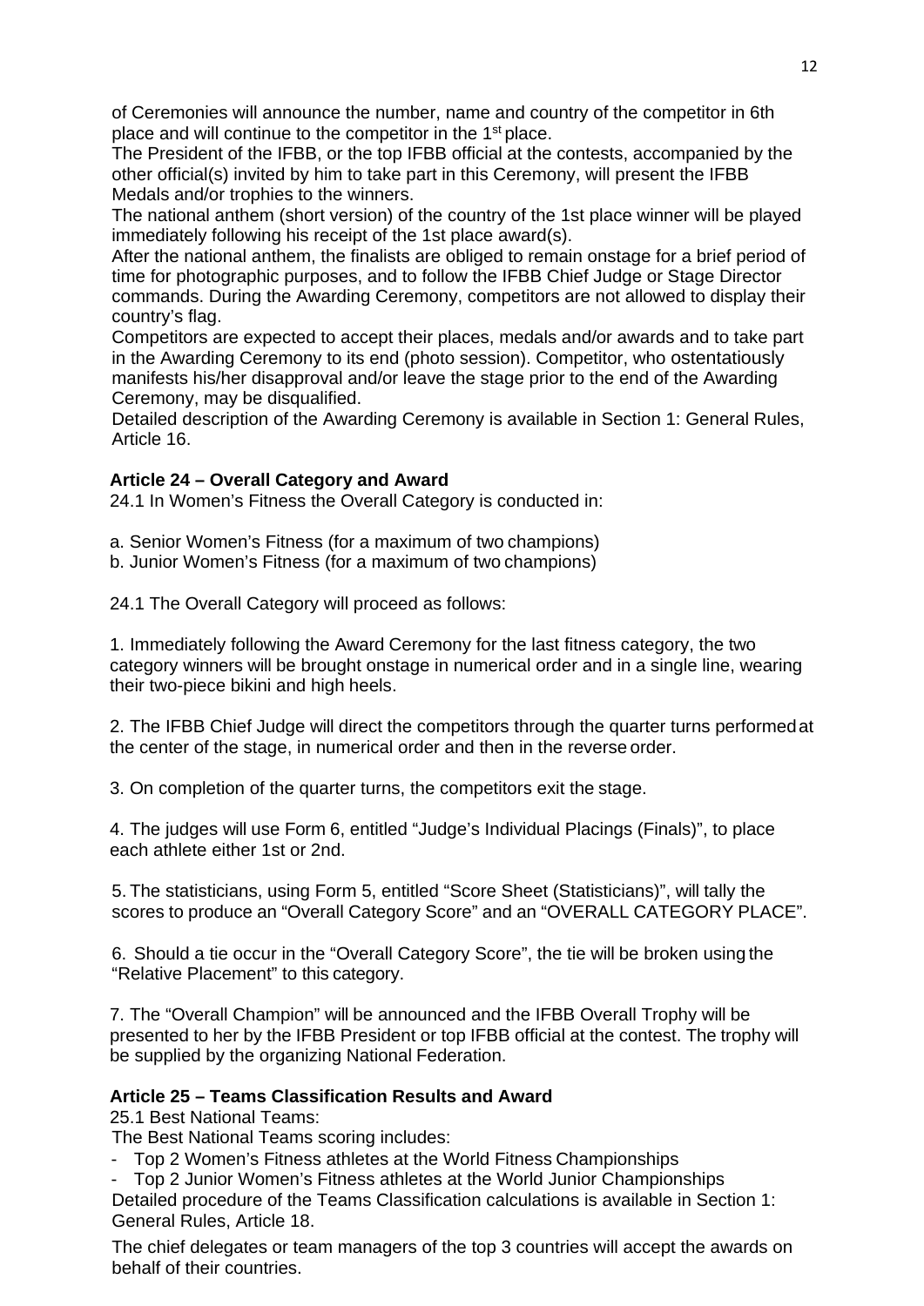of Ceremonies will announce the number, name and country of the competitor in 6th place and will continue to the competitor in the 1st place.

The President of the IFBB, or the top IFBB official at the contests, accompanied by the other official(s) invited by him to take part in this Ceremony, will present the IFBB Medals and/or trophies to the winners.

The national anthem (short version) of the country of the 1st place winner will be played immediately following his receipt of the 1st place award(s).

After the national anthem, the finalists are obliged to remain onstage for a brief period of time for photographic purposes, and to follow the IFBB Chief Judge or Stage Director commands. During the Awarding Ceremony, competitors are not allowed to display their country's flag.

Competitors are expected to accept their places, medals and/or awards and to take part in the Awarding Ceremony to its end (photo session). Competitor, who ostentatiously manifests his/her disapproval and/or leave the stage prior to the end of the Awarding Ceremony, may be disqualified.

Detailed description of the Awarding Ceremony is available in Section 1: General Rules, Article 16.

**Article 24 – Overall Category and Award**

24.1 In Women's Fitness the Overall Category is conducted in:

a. Senior Women's Fitness (for a maximum of two champions)
b. Junior Women's Fitness (for a maximum of two champions)

24.1 The Overall Category will proceed as follows:

1. Immediately following the Award Ceremony for the last fitness category, the two category winners will be brought onstage in numerical order and in a single line, wearing their two-piece bikini and high heels.

2. The IFBB Chief Judge will direct the competitors through the quarter turns performed at the center of the stage, in numerical order and then in the reverse order.

3. On completion of the quarter turns, the competitors exit the stage.

4. The judges will use Form 6, entitled "Judge's Individual Placings (Finals)", to place each athlete either 1st or 2nd.

5. The statisticians, using Form 5, entitled "Score Sheet (Statisticians)", will tally the scores to produce an "Overall Category Score" and an "OVERALL CATEGORY PLACE".

6. Should a tie occur in the "Overall Category Score", the tie will be broken using the "Relative Placement" to this category.

7. The "Overall Champion" will be announced and the IFBB Overall Trophy will be presented to her by the IFBB President or top IFBB official at the contest. The trophy will be supplied by the organizing National Federation.

**Article 25 – Teams Classification Results and Award**

25.1 Best National Teams:

The Best National Teams scoring includes:

- Top 2 Women's Fitness athletes at the World Fitness Championships
- Top 2 Junior Women's Fitness athletes at the World Junior Championships

Detailed procedure of the Teams Classification calculations is available in Section 1: General Rules, Article 18.

The chief delegates or team managers of the top 3 countries will accept the awards on behalf of their countries.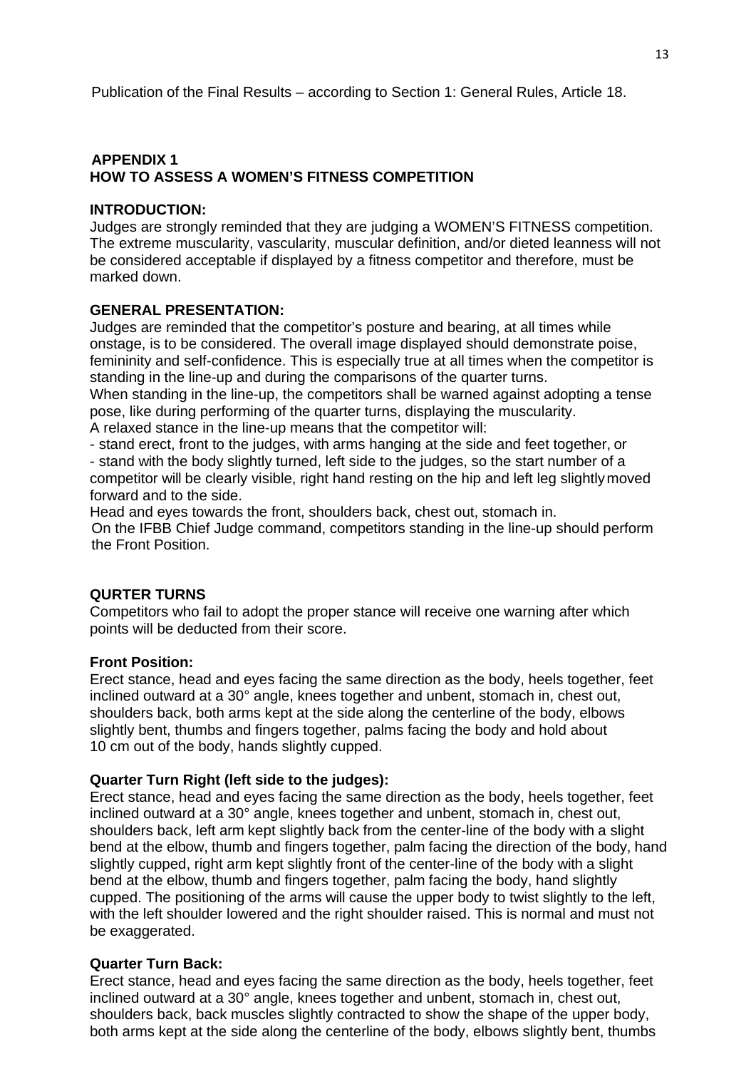Publication of the Final Results – according to Section 1: General Rules, Article 18.

## APPENDIX 1
## HOW TO ASSESS A WOMEN'S FITNESS COMPETITION

### INTRODUCTION:

Judges are strongly reminded that they are judging a WOMEN'S FITNESS competition. The extreme muscularity, vascularity, muscular definition, and/or dieted leanness will not be considered acceptable if displayed by a fitness competitor and therefore, must be marked down.

### GENERAL PRESENTATION:

Judges are reminded that the competitor's posture and bearing, at all times while onstage, is to be considered. The overall image displayed should demonstrate poise, femininity and self-confidence. This is especially true at all times when the competitor is standing in the line-up and during the comparisons of the quarter turns.
When standing in the line-up, the competitors shall be warned against adopting a tense pose, like during performing of the quarter turns, displaying the muscularity.
A relaxed stance in the line-up means that the competitor will:
- stand erect, front to the judges, with arms hanging at the side and feet together, or
- stand with the body slightly turned, left side to the judges, so the start number of a competitor will be clearly visible, right hand resting on the hip and left leg slightly moved forward and to the side.

Head and eyes towards the front, shoulders back, chest out, stomach in.
On the IFBB Chief Judge command, competitors standing in the line-up should perform the Front Position.

### QURTER TURNS

Competitors who fail to adopt the proper stance will receive one warning after which points will be deducted from their score.

**Front Position:**
Erect stance, head and eyes facing the same direction as the body, heels together, feet inclined outward at a 30° angle, knees together and unbent, stomach in, chest out, shoulders back, both arms kept at the side along the centerline of the body, elbows slightly bent, thumbs and fingers together, palms facing the body and hold about 10 cm out of the body, hands slightly cupped.

**Quarter Turn Right (left side to the judges):**
Erect stance, head and eyes facing the same direction as the body, heels together, feet inclined outward at a 30° angle, knees together and unbent, stomach in, chest out, shoulders back, left arm kept slightly back from the center-line of the body with a slight bend at the elbow, thumb and fingers together, palm facing the direction of the body, hand slightly cupped, right arm kept slightly front of the center-line of the body with a slight bend at the elbow, thumb and fingers together, palm facing the body, hand slightly cupped. The positioning of the arms will cause the upper body to twist slightly to the left, with the left shoulder lowered and the right shoulder raised. This is normal and must not be exaggerated.

**Quarter Turn Back:**
Erect stance, head and eyes facing the same direction as the body, heels together, feet inclined outward at a 30° angle, knees together and unbent, stomach in, chest out, shoulders back, back muscles slightly contracted to show the shape of the upper body, both arms kept at the side along the centerline of the body, elbows slightly bent, thumbs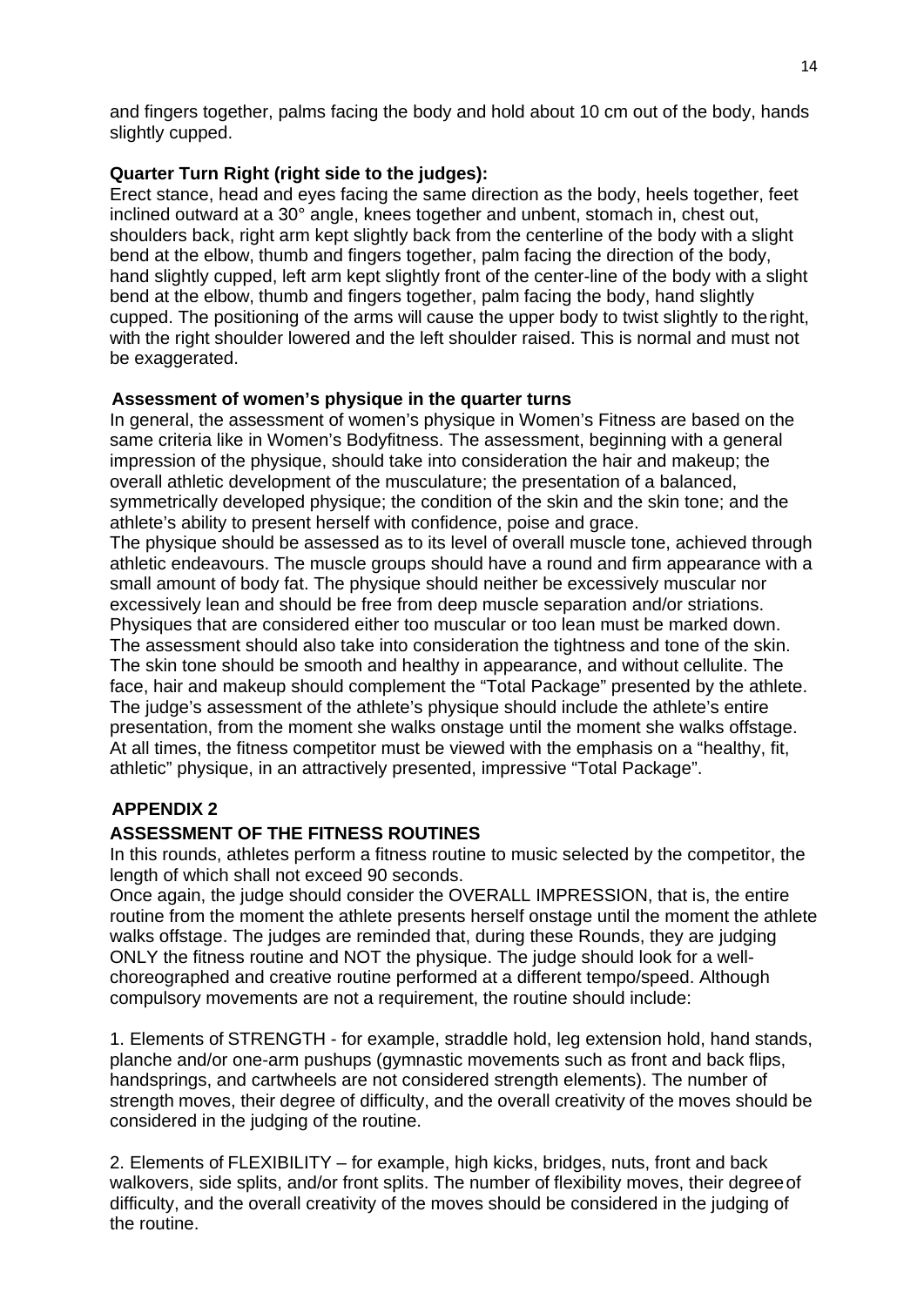and fingers together, palms facing the body and hold about 10 cm out of the body, hands slightly cupped.

**Quarter Turn Right (right side to the judges):**
Erect stance, head and eyes facing the same direction as the body, heels together, feet inclined outward at a 30° angle, knees together and unbent, stomach in, chest out, shoulders back, right arm kept slightly back from the centerline of the body with a slight bend at the elbow, thumb and fingers together, palm facing the direction of the body, hand slightly cupped, left arm kept slightly front of the center-line of the body with a slight bend at the elbow, thumb and fingers together, palm facing the body, hand slightly cupped. The positioning of the arms will cause the upper body to twist slightly to the right, with the right shoulder lowered and the left shoulder raised. This is normal and must not be exaggerated.

**Assessment of women's physique in the quarter turns**
In general, the assessment of women's physique in Women's Fitness are based on the same criteria like in Women's Bodyfitness. The assessment, beginning with a general impression of the physique, should take into consideration the hair and makeup; the overall athletic development of the musculature; the presentation of a balanced, symmetrically developed physique; the condition of the skin and the skin tone; and the athlete's ability to present herself with confidence, poise and grace.
The physique should be assessed as to its level of overall muscle tone, achieved through athletic endeavours. The muscle groups should have a round and firm appearance with a small amount of body fat. The physique should neither be excessively muscular nor excessively lean and should be free from deep muscle separation and/or striations. Physiques that are considered either too muscular or too lean must be marked down. The assessment should also take into consideration the tightness and tone of the skin. The skin tone should be smooth and healthy in appearance, and without cellulite. The face, hair and makeup should complement the "Total Package" presented by the athlete. The judge's assessment of the athlete's physique should include the athlete's entire presentation, from the moment she walks onstage until the moment she walks offstage. At all times, the fitness competitor must be viewed with the emphasis on a "healthy, fit, athletic" physique, in an attractively presented, impressive "Total Package".

## APPENDIX 2

### ASSESSMENT OF THE FITNESS ROUTINES

In this rounds, athletes perform a fitness routine to music selected by the competitor, the length of which shall not exceed 90 seconds.
Once again, the judge should consider the OVERALL IMPRESSION, that is, the entire routine from the moment the athlete presents herself onstage until the moment the athlete walks offstage. The judges are reminded that, during these Rounds, they are judging ONLY the fitness routine and NOT the physique. The judge should look for a well-choreographed and creative routine performed at a different tempo/speed. Although compulsory movements are not a requirement, the routine should include:

1. Elements of STRENGTH - for example, straddle hold, leg extension hold, hand stands, planche and/or one-arm pushups (gymnastic movements such as front and back flips, handsprings, and cartwheels are not considered strength elements). The number of strength moves, their degree of difficulty, and the overall creativity of the moves should be considered in the judging of the routine.

2. Elements of FLEXIBILITY – for example, high kicks, bridges, nuts, front and back walkovers, side splits, and/or front splits. The number of flexibility moves, their degree of difficulty, and the overall creativity of the moves should be considered in the judging of the routine.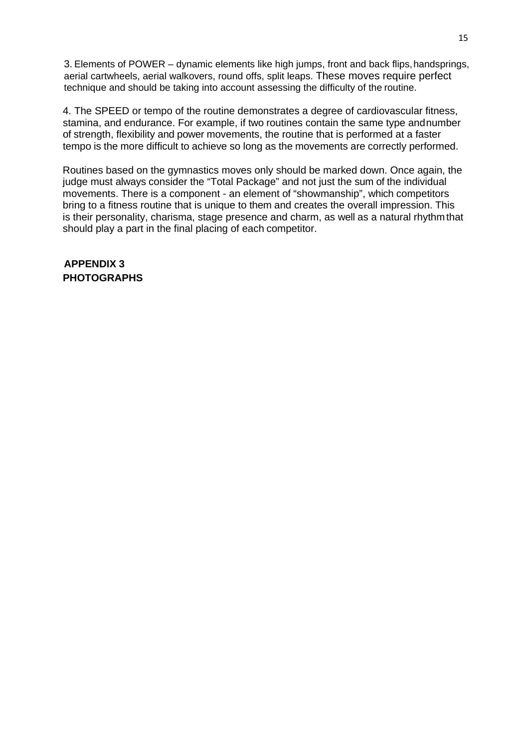3. Elements of POWER – dynamic elements like high jumps, front and back flips, handsprings, aerial cartwheels, aerial walkovers, round offs, split leaps. These moves require perfect technique and should be taking into account assessing the difficulty of the routine.

4. The SPEED or tempo of the routine demonstrates a degree of cardiovascular fitness, stamina, and endurance. For example, if two routines contain the same type and number of strength, flexibility and power movements, the routine that is performed at a faster tempo is the more difficult to achieve so long as the movements are correctly performed.

Routines based on the gymnastics moves only should be marked down. Once again, the judge must always consider the "Total Package" and not just the sum of the individual movements. There is a component - an element of "showmanship", which competitors bring to a fitness routine that is unique to them and creates the overall impression. This is their personality, charisma, stage presence and charm, as well as a natural rhythm that should play a part in the final placing of each competitor.

**APPENDIX 3**
**PHOTOGRAPHS**